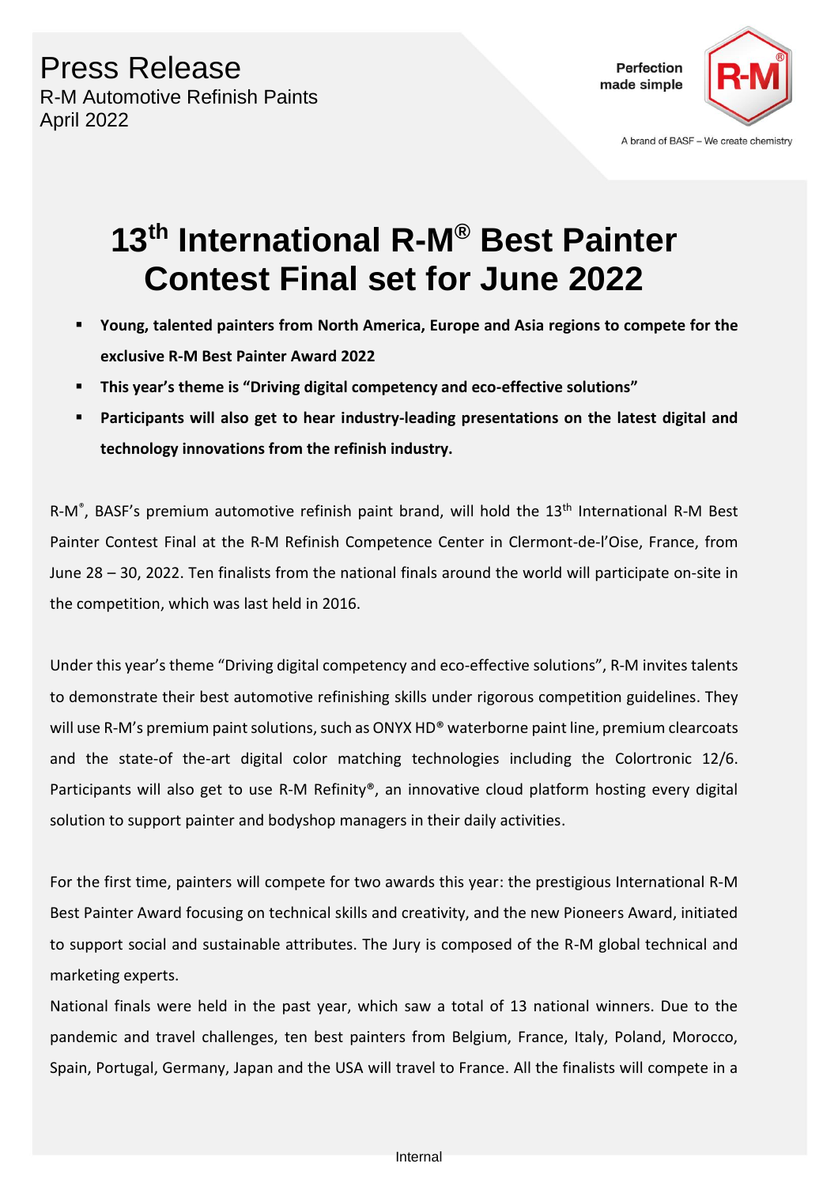Press Release
R-M Automotive Refinish Paints
April 2022

Perfection made simple

A brand of BASF – We create chemistry

# 13th International R-M® Best Painter Contest Final set for June 2022

- **Young, talented painters from North America, Europe and Asia regions to compete for the exclusive R-M Best Painter Award 2022**
- **This year's theme is "Driving digital competency and eco-effective solutions"**
- **Participants will also get to hear industry-leading presentations on the latest digital and technology innovations from the refinish industry.**

R-M®, BASF's premium automotive refinish paint brand, will hold the 13th International R-M Best Painter Contest Final at the R-M Refinish Competence Center in Clermont-de-l'Oise, France, from June 28 – 30, 2022. Ten finalists from the national finals around the world will participate on-site in the competition, which was last held in 2016.

Under this year's theme "Driving digital competency and eco-effective solutions", R-M invites talents to demonstrate their best automotive refinishing skills under rigorous competition guidelines. They will use R-M's premium paint solutions, such as ONYX HD® waterborne paint line, premium clearcoats and the state-of the-art digital color matching technologies including the Colortronic 12/6. Participants will also get to use R-M Refinity®, an innovative cloud platform hosting every digital solution to support painter and bodyshop managers in their daily activities.

For the first time, painters will compete for two awards this year: the prestigious International R-M Best Painter Award focusing on technical skills and creativity, and the new Pioneers Award, initiated to support social and sustainable attributes. The Jury is composed of the R-M global technical and marketing experts.

National finals were held in the past year, which saw a total of 13 national winners. Due to the pandemic and travel challenges, ten best painters from Belgium, France, Italy, Poland, Morocco, Spain, Portugal, Germany, Japan and the USA will travel to France. All the finalists will compete in a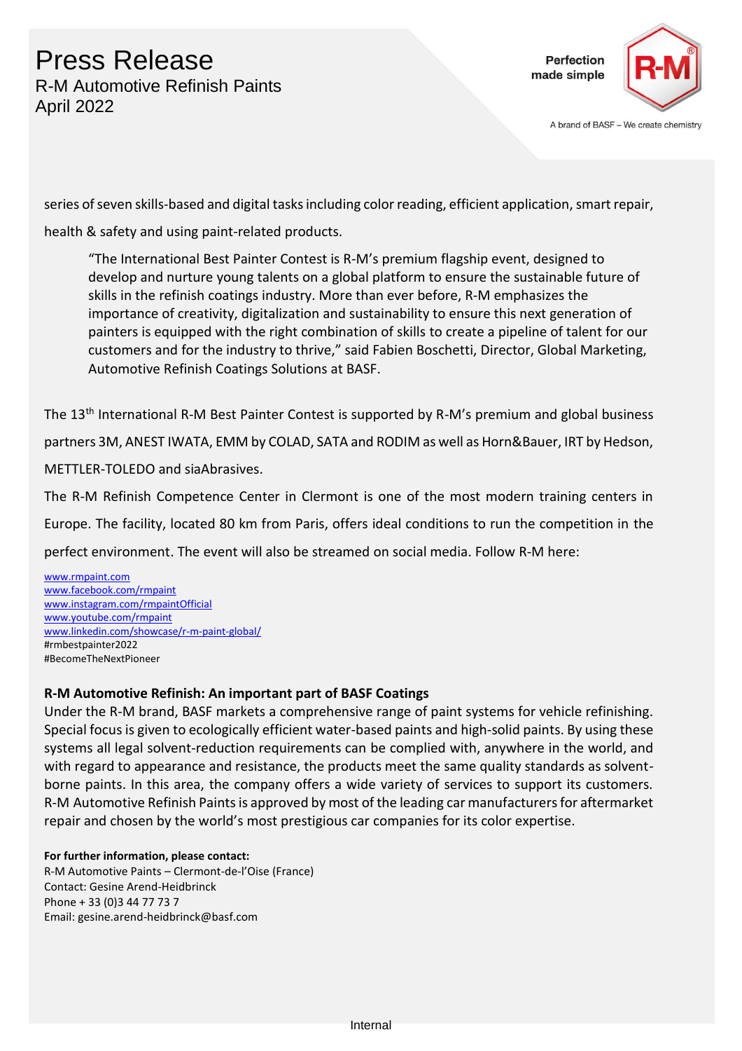series of seven skills-based and digital tasks including color reading, efficient application, smart repair, health & safety and using paint-related products.

> "The International Best Painter Contest is R-M's premium flagship event, designed to develop and nurture young talents on a global platform to ensure the sustainable future of skills in the refinish coatings industry. More than ever before, R-M emphasizes the importance of creativity, digitalization and sustainability to ensure this next generation of painters is equipped with the right combination of skills to create a pipeline of talent for our customers and for the industry to thrive," said Fabien Boschetti, Director, Global Marketing, Automotive Refinish Coatings Solutions at BASF.

The 13th International R-M Best Painter Contest is supported by R-M's premium and global business partners 3M, ANEST IWATA, EMM by COLAD, SATA and RODIM as well as Horn&Bauer, IRT by Hedson, METTLER-TOLEDO and siaAbrasives.

The R-M Refinish Competence Center in Clermont is one of the most modern training centers in Europe. The facility, located 80 km from Paris, offers ideal conditions to run the competition in the perfect environment. The event will also be streamed on social media. Follow R-M here:

www.rmpaint.com
www.facebook.com/rmpaint
www.instagram.com/rmpaintOfficial
www.youtube.com/rmpaint
www.linkedin.com/showcase/r-m-paint-global/
#rmbestpainter2022
#BecomeTheNextPioneer

**R-M Automotive Refinish: An important part of BASF Coatings**

Under the R-M brand, BASF markets a comprehensive range of paint systems for vehicle refinishing. Special focus is given to ecologically efficient water-based paints and high-solid paints. By using these systems all legal solvent-reduction requirements can be complied with, anywhere in the world, and with regard to appearance and resistance, the products meet the same quality standards as solvent-borne paints. In this area, the company offers a wide variety of services to support its customers. R-M Automotive Refinish Paints is approved by most of the leading car manufacturers for aftermarket repair and chosen by the world's most prestigious car companies for its color expertise.

**For further information, please contact:**
R-M Automotive Paints – Clermont-de-l'Oise (France)
Contact: Gesine Arend-Heidbrinck
Phone + 33 (0)3 44 77 73 7
Email: gesine.arend-heidbrinck@basf.com